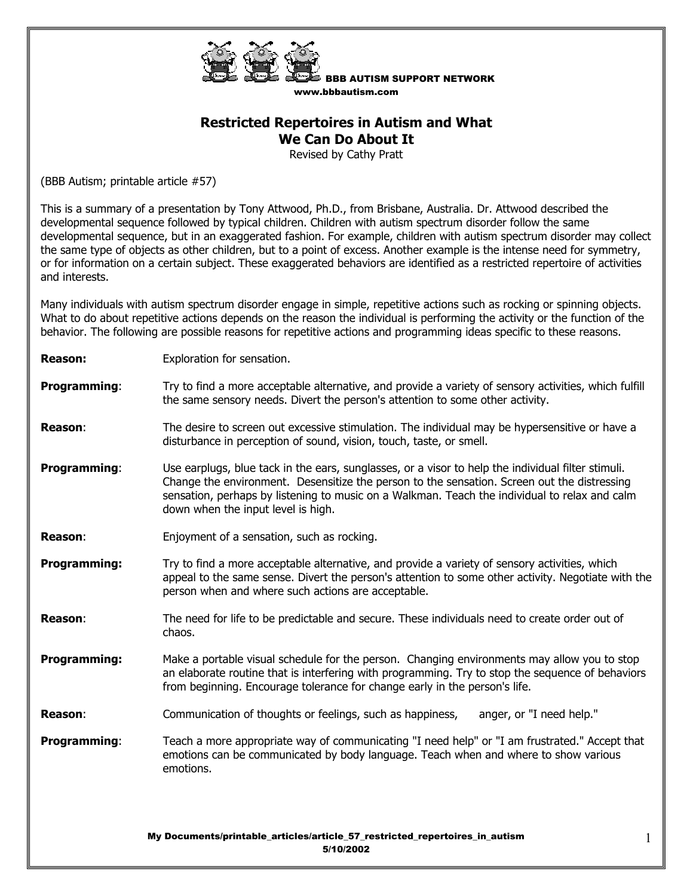BBB AUTISM SUPPORT NETWORK
www.bbbautism.com

# Restricted Repertoires in Autism and What We Can Do About It

Revised by Cathy Pratt

(BBB Autism; printable article #57)

This is a summary of a presentation by Tony Attwood, Ph.D., from Brisbane, Australia. Dr. Attwood described the developmental sequence followed by typical children. Children with autism spectrum disorder follow the same developmental sequence, but in an exaggerated fashion. For example, children with autism spectrum disorder may collect the same type of objects as other children, but to a point of excess. Another example is the intense need for symmetry, or for information on a certain subject. These exaggerated behaviors are identified as a restricted repertoire of activities and interests.

Many individuals with autism spectrum disorder engage in simple, repetitive actions such as rocking or spinning objects. What to do about repetitive actions depends on the reason the individual is performing the activity or the function of the behavior. The following are possible reasons for repetitive actions and programming ideas specific to these reasons.

**Reason:** Exploration for sensation.

**Programming**: Try to find a more acceptable alternative, and provide a variety of sensory activities, which fulfill the same sensory needs. Divert the person's attention to some other activity.

**Reason**: The desire to screen out excessive stimulation. The individual may be hypersensitive or have a disturbance in perception of sound, vision, touch, taste, or smell.

**Programming**: Use earplugs, blue tack in the ears, sunglasses, or a visor to help the individual filter stimuli. Change the environment. Desensitize the person to the sensation. Screen out the distressing sensation, perhaps by listening to music on a Walkman. Teach the individual to relax and calm down when the input level is high.

**Reason**: Enjoyment of a sensation, such as rocking.

**Programming:** Try to find a more acceptable alternative, and provide a variety of sensory activities, which appeal to the same sense. Divert the person's attention to some other activity. Negotiate with the person when and where such actions are acceptable.

**Reason**: The need for life to be predictable and secure. These individuals need to create order out of chaos.

**Programming:** Make a portable visual schedule for the person. Changing environments may allow you to stop an elaborate routine that is interfering with programming. Try to stop the sequence of behaviors from beginning. Encourage tolerance for change early in the person's life.

**Reason**: Communication of thoughts or feelings, such as happiness, anger, or "I need help."

**Programming**: Teach a more appropriate way of communicating "I need help" or "I am frustrated." Accept that emotions can be communicated by body language. Teach when and where to show various emotions.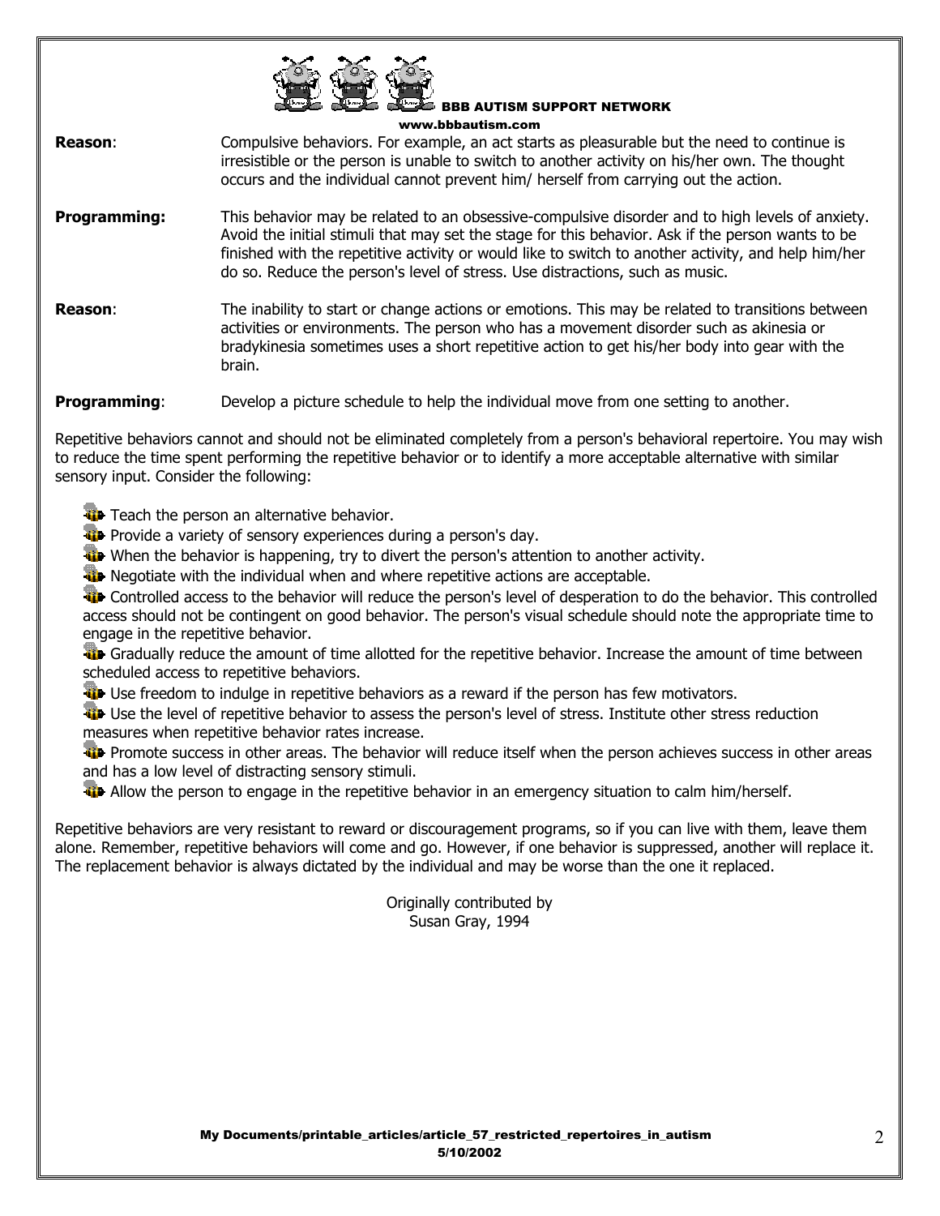**Reason**: Compulsive behaviors. For example, an act starts as pleasurable but the need to continue is irresistible or the person is unable to switch to another activity on his/her own. The thought occurs and the individual cannot prevent him/ herself from carrying out the action.

**Programming:** This behavior may be related to an obsessive-compulsive disorder and to high levels of anxiety. Avoid the initial stimuli that may set the stage for this behavior. Ask if the person wants to be finished with the repetitive activity or would like to switch to another activity, and help him/her do so. Reduce the person's level of stress. Use distractions, such as music.

**Reason**: The inability to start or change actions or emotions. This may be related to transitions between activities or environments. The person who has a movement disorder such as akinesia or bradykinesia sometimes uses a short repetitive action to get his/her body into gear with the brain.

**Programming**: Develop a picture schedule to help the individual move from one setting to another.

Repetitive behaviors cannot and should not be eliminated completely from a person's behavioral repertoire. You may wish to reduce the time spent performing the repetitive behavior or to identify a more acceptable alternative with similar sensory input. Consider the following:

- Teach the person an alternative behavior.
- Provide a variety of sensory experiences during a person's day.
- When the behavior is happening, try to divert the person's attention to another activity.
- Negotiate with the individual when and where repetitive actions are acceptable.
- Controlled access to the behavior will reduce the person's level of desperation to do the behavior. This controlled access should not be contingent on good behavior. The person's visual schedule should note the appropriate time to engage in the repetitive behavior.
- Gradually reduce the amount of time allotted for the repetitive behavior. Increase the amount of time between scheduled access to repetitive behaviors.
- Use freedom to indulge in repetitive behaviors as a reward if the person has few motivators.
- Use the level of repetitive behavior to assess the person's level of stress. Institute other stress reduction measures when repetitive behavior rates increase.
- Promote success in other areas. The behavior will reduce itself when the person achieves success in other areas and has a low level of distracting sensory stimuli.
- Allow the person to engage in the repetitive behavior in an emergency situation to calm him/herself.

Repetitive behaviors are very resistant to reward or discouragement programs, so if you can live with them, leave them alone. Remember, repetitive behaviors will come and go. However, if one behavior is suppressed, another will replace it. The replacement behavior is always dictated by the individual and may be worse than the one it replaced.

Originally contributed by
Susan Gray, 1994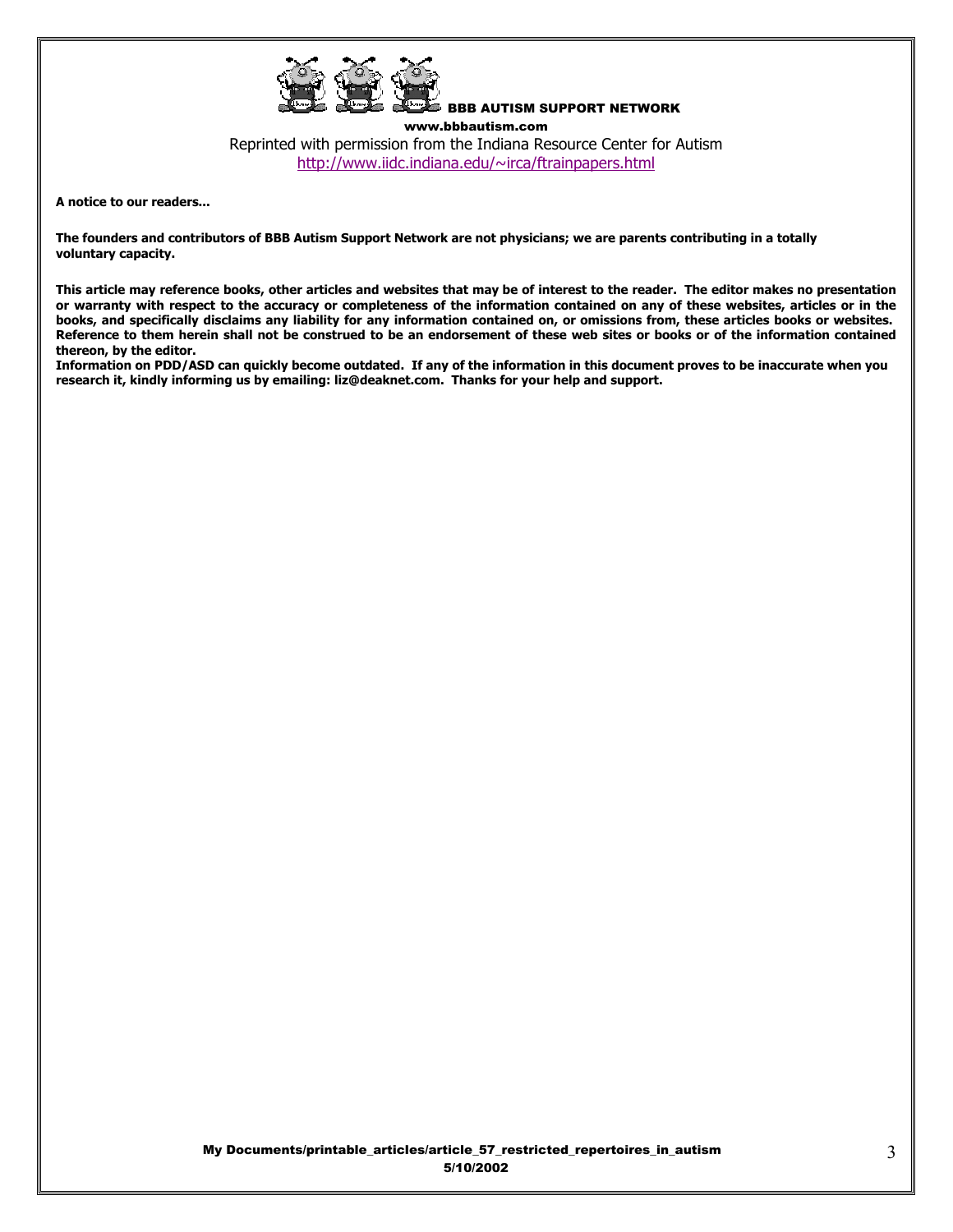BBB AUTISM SUPPORT NETWORK

**www.bbbautism.com**

Reprinted with permission from the Indiana Resource Center for Autism

http://www.iidc.indiana.edu/~irca/ftrainpapers.html

**A notice to our readers...**

**The founders and contributors of BBB Autism Support Network are not physicians; we are parents contributing in a totally voluntary capacity.**

**This article may reference books, other articles and websites that may be of interest to the reader. The editor makes no presentation or warranty with respect to the accuracy or completeness of the information contained on any of these websites, articles or in the books, and specifically disclaims any liability for any information contained on, or omissions from, these articles books or websites. Reference to them herein shall not be construed to be an endorsement of these web sites or books or of the information contained thereon, by the editor.**

**Information on PDD/ASD can quickly become outdated. If any of the information in this document proves to be inaccurate when you research it, kindly informing us by emailing: liz@deaknet.com. Thanks for your help and support.**